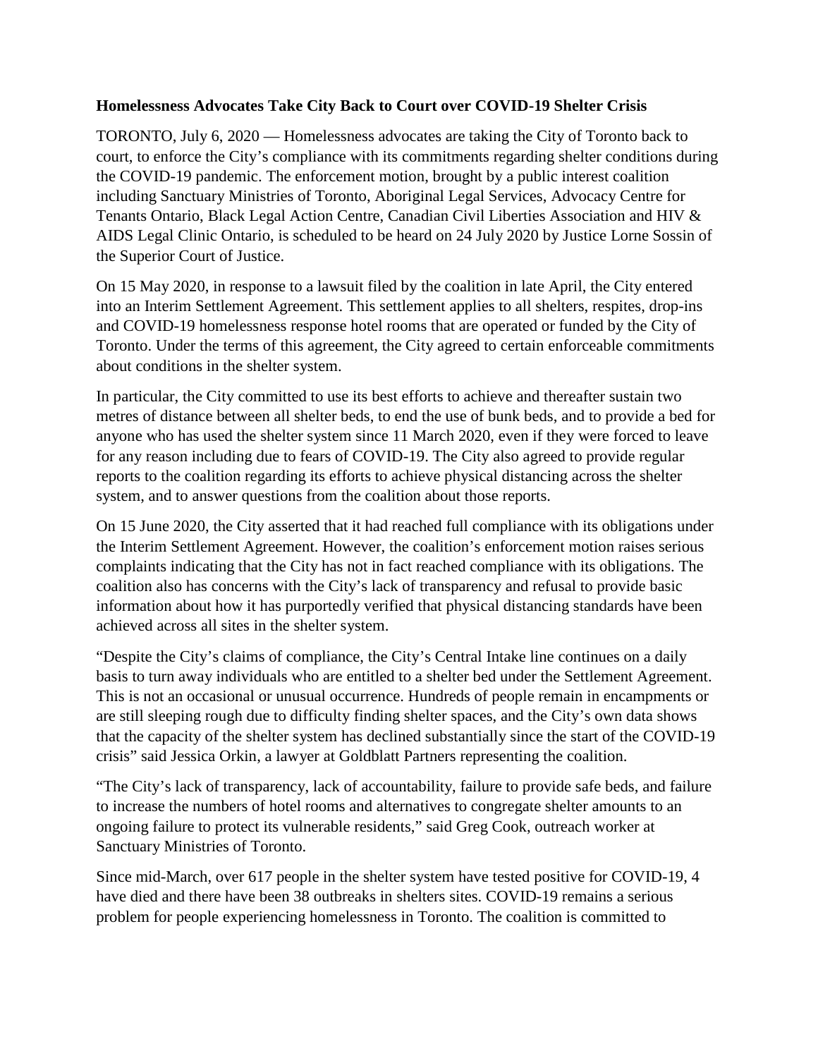**Homelessness Advocates Take City Back to Court over COVID-19 Shelter Crisis**

TORONTO, July 6, 2020 — Homelessness advocates are taking the City of Toronto back to court, to enforce the City's compliance with its commitments regarding shelter conditions during the COVID-19 pandemic. The enforcement motion, brought by a public interest coalition including Sanctuary Ministries of Toronto, Aboriginal Legal Services, Advocacy Centre for Tenants Ontario, Black Legal Action Centre, Canadian Civil Liberties Association and HIV & AIDS Legal Clinic Ontario, is scheduled to be heard on 24 July 2020 by Justice Lorne Sossin of the Superior Court of Justice.

On 15 May 2020, in response to a lawsuit filed by the coalition in late April, the City entered into an Interim Settlement Agreement. This settlement applies to all shelters, respites, drop-ins and COVID-19 homelessness response hotel rooms that are operated or funded by the City of Toronto. Under the terms of this agreement, the City agreed to certain enforceable commitments about conditions in the shelter system.

In particular, the City committed to use its best efforts to achieve and thereafter sustain two metres of distance between all shelter beds, to end the use of bunk beds, and to provide a bed for anyone who has used the shelter system since 11 March 2020, even if they were forced to leave for any reason including due to fears of COVID-19. The City also agreed to provide regular reports to the coalition regarding its efforts to achieve physical distancing across the shelter system, and to answer questions from the coalition about those reports.

On 15 June 2020, the City asserted that it had reached full compliance with its obligations under the Interim Settlement Agreement. However, the coalition's enforcement motion raises serious complaints indicating that the City has not in fact reached compliance with its obligations. The coalition also has concerns with the City's lack of transparency and refusal to provide basic information about how it has purportedly verified that physical distancing standards have been achieved across all sites in the shelter system.

"Despite the City's claims of compliance, the City's Central Intake line continues on a daily basis to turn away individuals who are entitled to a shelter bed under the Settlement Agreement. This is not an occasional or unusual occurrence. Hundreds of people remain in encampments or are still sleeping rough due to difficulty finding shelter spaces, and the City's own data shows that the capacity of the shelter system has declined substantially since the start of the COVID-19 crisis" said Jessica Orkin, a lawyer at Goldblatt Partners representing the coalition.

"The City's lack of transparency, lack of accountability, failure to provide safe beds, and failure to increase the numbers of hotel rooms and alternatives to congregate shelter amounts to an ongoing failure to protect its vulnerable residents," said Greg Cook, outreach worker at Sanctuary Ministries of Toronto.

Since mid-March, over 617 people in the shelter system have tested positive for COVID-19, 4 have died and there have been 38 outbreaks in shelters sites. COVID-19 remains a serious problem for people experiencing homelessness in Toronto. The coalition is committed to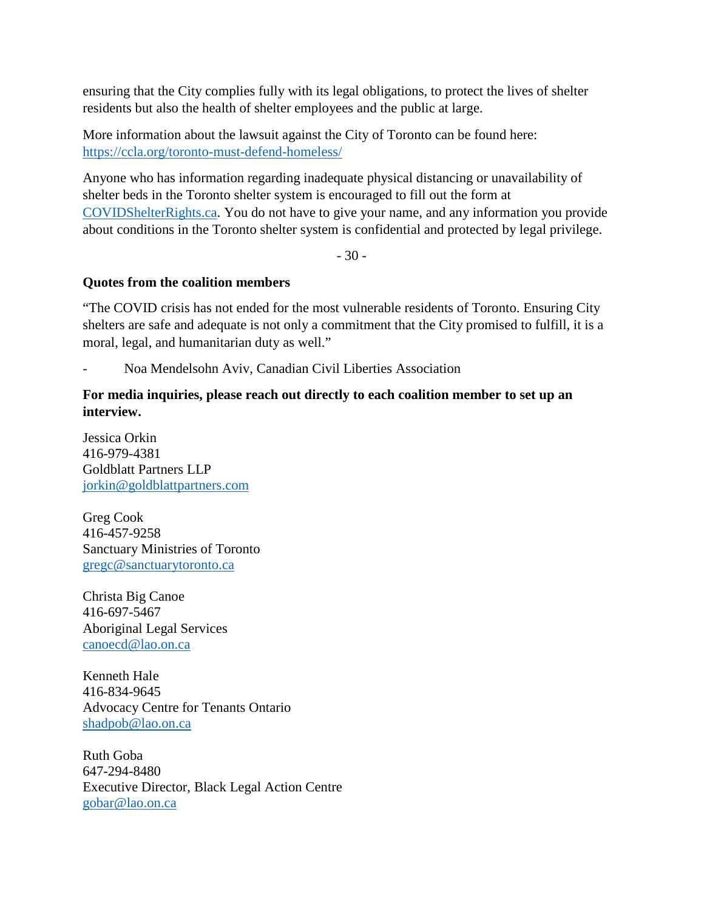ensuring that the City complies fully with its legal obligations, to protect the lives of shelter residents but also the health of shelter employees and the public at large.

More information about the lawsuit against the City of Toronto can be found here: https://ccla.org/toronto-must-defend-homeless/

Anyone who has information regarding inadequate physical distancing or unavailability of shelter beds in the Toronto shelter system is encouraged to fill out the form at COVIDShelterRights.ca. You do not have to give your name, and any information you provide about conditions in the Toronto shelter system is confidential and protected by legal privilege.

- 30 -

**Quotes from the coalition members**

"The COVID crisis has not ended for the most vulnerable residents of Toronto. Ensuring City shelters are safe and adequate is not only a commitment that the City promised to fulfill, it is a moral, legal, and humanitarian duty as well."

- Noa Mendelsohn Aviv, Canadian Civil Liberties Association

**For media inquiries, please reach out directly to each coalition member to set up an interview.**

Jessica Orkin
416-979-4381
Goldblatt Partners LLP
jorkin@goldblattpartners.com

Greg Cook
416-457-9258
Sanctuary Ministries of Toronto
gregc@sanctuarytoronto.ca

Christa Big Canoe
416-697-5467
Aboriginal Legal Services
canoecd@lao.on.ca

Kenneth Hale
416-834-9645
Advocacy Centre for Tenants Ontario
shadpob@lao.on.ca

Ruth Goba
647-294-8480
Executive Director, Black Legal Action Centre
gobar@lao.on.ca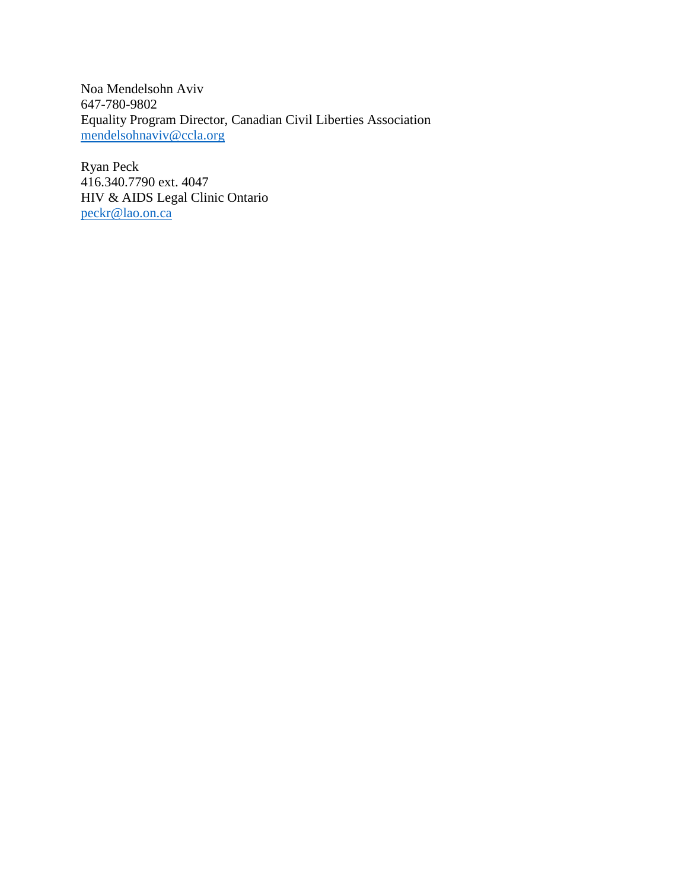Noa Mendelsohn Aviv
647-780-9802
Equality Program Director, Canadian Civil Liberties Association
mendelsohnaviv@ccla.org

Ryan Peck
416.340.7790 ext. 4047
HIV & AIDS Legal Clinic Ontario
peckr@lao.on.ca